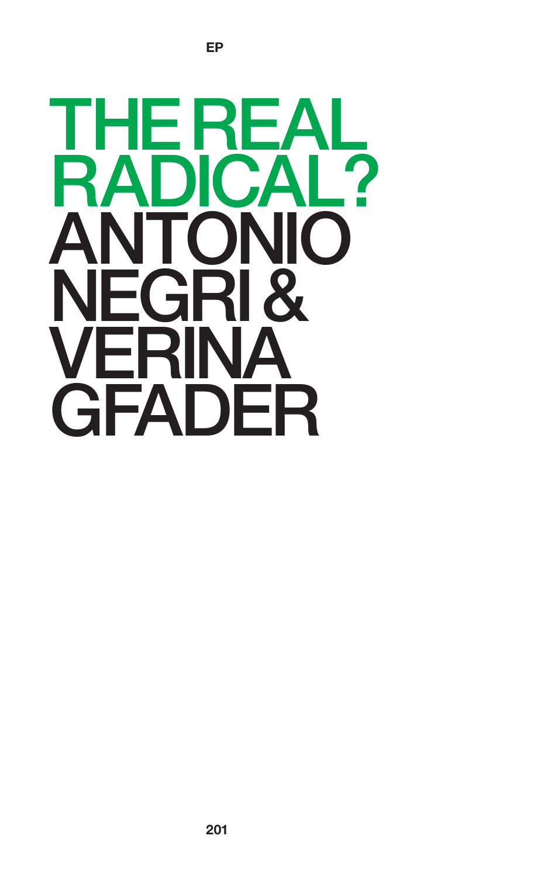# THE REAL RADICAL?

## ANTONIO NEGRI & VERINA GFADER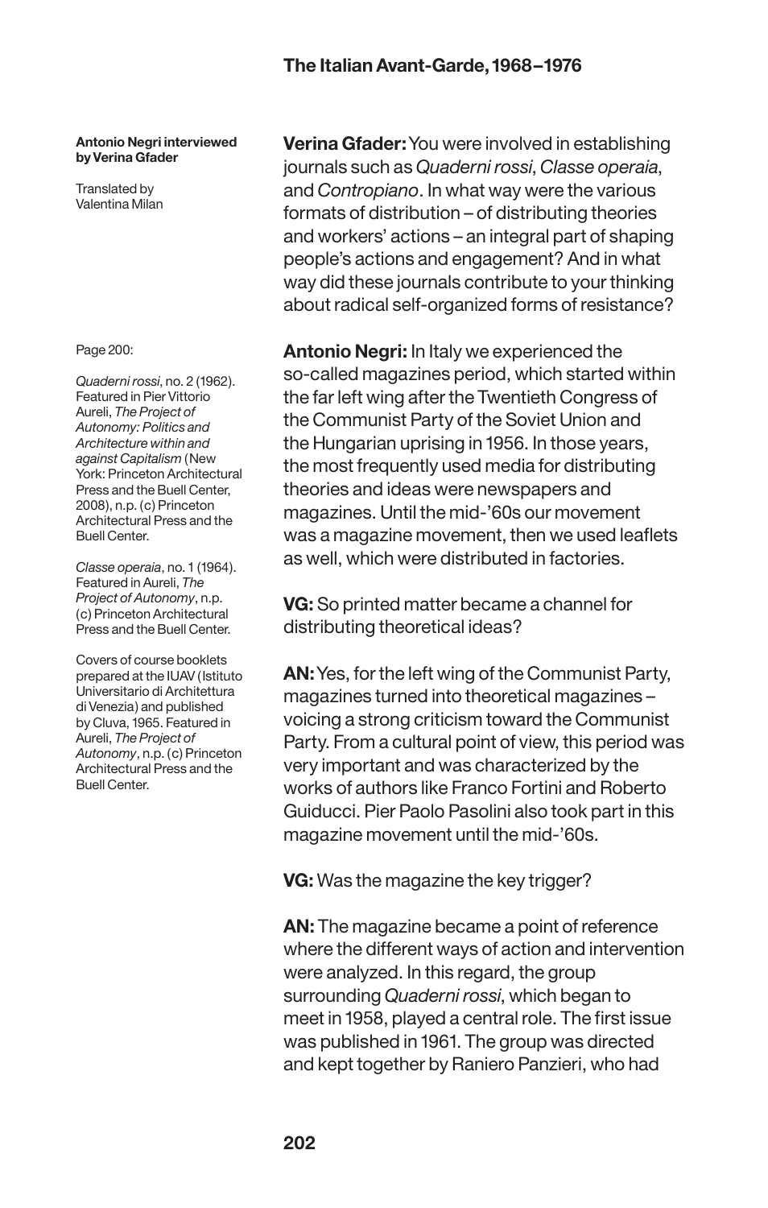**Antonio Negri interviewed by Verina Gfader**

Translated by Valentina Milan

Page 200:

*Quaderni rossi*, no. 2 (1962). Featured in Pier Vittorio Aureli, *The Project of Autonomy: Politics and Architecture within and against Capitalism* (New York: Princeton Architectural Press and the Buell Center, 2008), n.p. (c) Princeton Architectural Press and the Buell Center.

*Classe operaia*, no. 1 (1964). Featured in Aureli, *The Project of Autonomy*, n.p. (c) Princeton Architectural Press and the Buell Center.

Covers of course booklets prepared at the IUAV (Istituto Universitario di Architettura di Venezia) and published by Cluva, 1965. Featured in Aureli, *The Project of Autonomy*, n.p. (c) Princeton Architectural Press and the Buell Center.

**Verina Gfader:** You were involved in establishing journals such as *Quaderni rossi*, *Classe operaia*, and *Contropiano*. In what way were the various formats of distribution – of distributing theories and workers' actions – an integral part of shaping people's actions and engagement? And in what way did these journals contribute to your thinking about radical self-organized forms of resistance?

**Antonio Negri:** In Italy we experienced the so-called magazines period, which started within the far left wing after the Twentieth Congress of the Communist Party of the Soviet Union and the Hungarian uprising in 1956. In those years, the most frequently used media for distributing theories and ideas were newspapers and magazines. Until the mid-'60s our movement was a magazine movement, then we used leaflets as well, which were distributed in factories.

**VG:** So printed matter became a channel for distributing theoretical ideas?

**AN:** Yes, for the left wing of the Communist Party, magazines turned into theoretical magazines – voicing a strong criticism toward the Communist Party. From a cultural point of view, this period was very important and was characterized by the works of authors like Franco Fortini and Roberto Guiducci. Pier Paolo Pasolini also took part in this magazine movement until the mid-'60s.

**VG:** Was the magazine the key trigger?

**AN:** The magazine became a point of reference where the different ways of action and intervention were analyzed. In this regard, the group surrounding *Quaderni rossi*, which began to meet in 1958, played a central role. The first issue was published in 1961. The group was directed and kept together by Raniero Panzieri, who had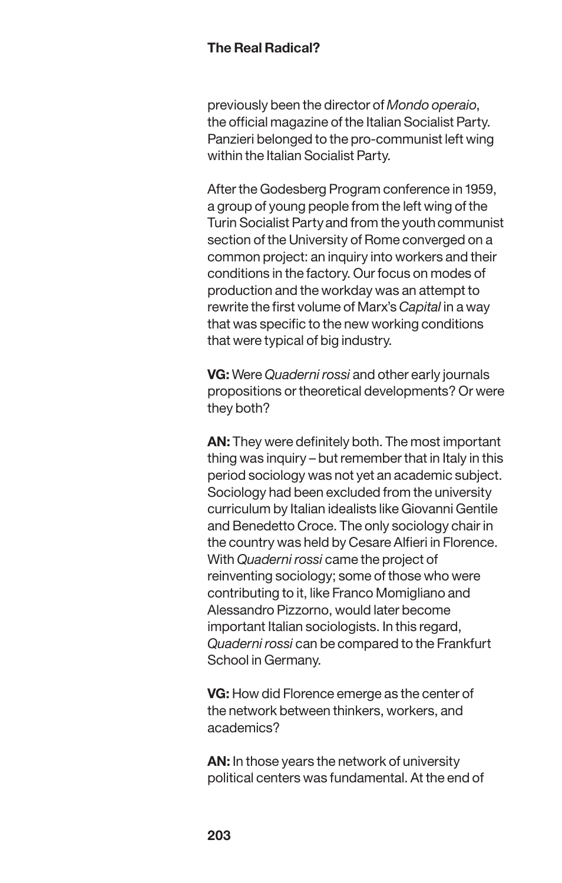previously been the director of *Mondo operaio*, the official magazine of the Italian Socialist Party. Panzieri belonged to the pro-communist left wing within the Italian Socialist Party.

After the Godesberg Program conference in 1959, a group of young people from the left wing of the Turin Socialist Party and from the youth communist section of the University of Rome converged on a common project: an inquiry into workers and their conditions in the factory. Our focus on modes of production and the workday was an attempt to rewrite the first volume of Marx's *Capital* in a way that was specific to the new working conditions that were typical of big industry.

**VG:** Were *Quaderni rossi* and other early journals propositions or theoretical developments? Or were they both?

**AN:** They were definitely both. The most important thing was inquiry – but remember that in Italy in this period sociology was not yet an academic subject. Sociology had been excluded from the university curriculum by Italian idealists like Giovanni Gentile and Benedetto Croce. The only sociology chair in the country was held by Cesare Alfieri in Florence. With *Quaderni rossi* came the project of reinventing sociology; some of those who were contributing to it, like Franco Momigliano and Alessandro Pizzorno, would later become important Italian sociologists. In this regard, *Quaderni rossi* can be compared to the Frankfurt School in Germany.

**VG:** How did Florence emerge as the center of the network between thinkers, workers, and academics?

**AN:** In those years the network of university political centers was fundamental. At the end of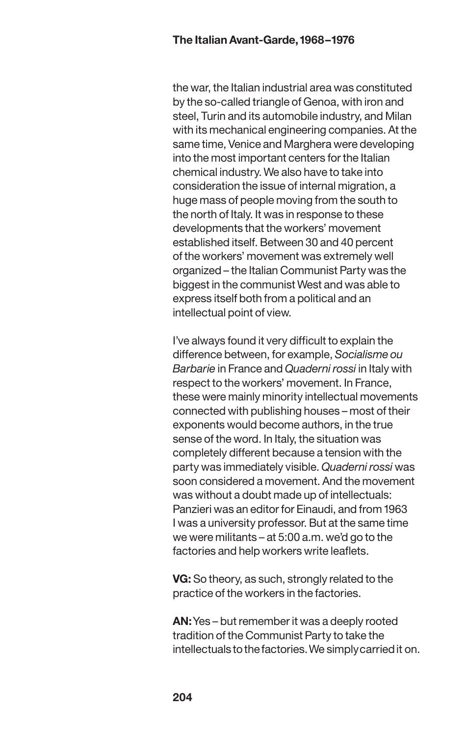the war, the Italian industrial area was constituted by the so-called triangle of Genoa, with iron and steel, Turin and its automobile industry, and Milan with its mechanical engineering companies. At the same time, Venice and Marghera were developing into the most important centers for the Italian chemical industry. We also have to take into consideration the issue of internal migration, a huge mass of people moving from the south to the north of Italy. It was in response to these developments that the workers' movement established itself. Between 30 and 40 percent of the workers' movement was extremely well organized – the Italian Communist Party was the biggest in the communist West and was able to express itself both from a political and an intellectual point of view.

I've always found it very difficult to explain the difference between, for example, *Socialisme ou Barbarie* in France and *Quaderni rossi* in Italy with respect to the workers' movement. In France, these were mainly minority intellectual movements connected with publishing houses – most of their exponents would become authors, in the true sense of the word. In Italy, the situation was completely different because a tension with the party was immediately visible. *Quaderni rossi* was soon considered a movement. And the movement was without a doubt made up of intellectuals: Panzieri was an editor for Einaudi, and from 1963 I was a university professor. But at the same time we were militants – at 5:00 a.m. we'd go to the factories and help workers write leaflets.

**VG:** So theory, as such, strongly related to the practice of the workers in the factories.

**AN:** Yes – but remember it was a deeply rooted tradition of the Communist Party to take the intellectuals to the factories. We simply carried it on.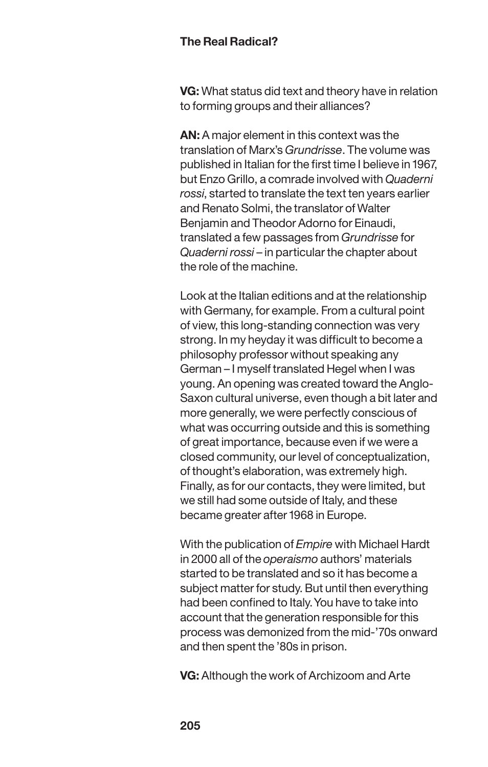**VG:** What status did text and theory have in relation to forming groups and their alliances?

**AN:** A major element in this context was the translation of Marx's *Grundrisse*. The volume was published in Italian for the first time I believe in 1967, but Enzo Grillo, a comrade involved with *Quaderni rossi*, started to translate the text ten years earlier and Renato Solmi, the translator of Walter Benjamin and Theodor Adorno for Einaudi, translated a few passages from *Grundrisse* for *Quaderni rossi* – in particular the chapter about the role of the machine.

Look at the Italian editions and at the relationship with Germany, for example. From a cultural point of view, this long-standing connection was very strong. In my heyday it was difficult to become a philosophy professor without speaking any German – I myself translated Hegel when I was young. An opening was created toward the Anglo-Saxon cultural universe, even though a bit later and more generally, we were perfectly conscious of what was occurring outside and this is something of great importance, because even if we were a closed community, our level of conceptualization, of thought's elaboration, was extremely high. Finally, as for our contacts, they were limited, but we still had some outside of Italy, and these became greater after 1968 in Europe.

With the publication of *Empire* with Michael Hardt in 2000 all of the *operaismo* authors' materials started to be translated and so it has become a subject matter for study. But until then everything had been confined to Italy. You have to take into account that the generation responsible for this process was demonized from the mid-'70s onward and then spent the '80s in prison.

**VG:** Although the work of Archizoom and Arte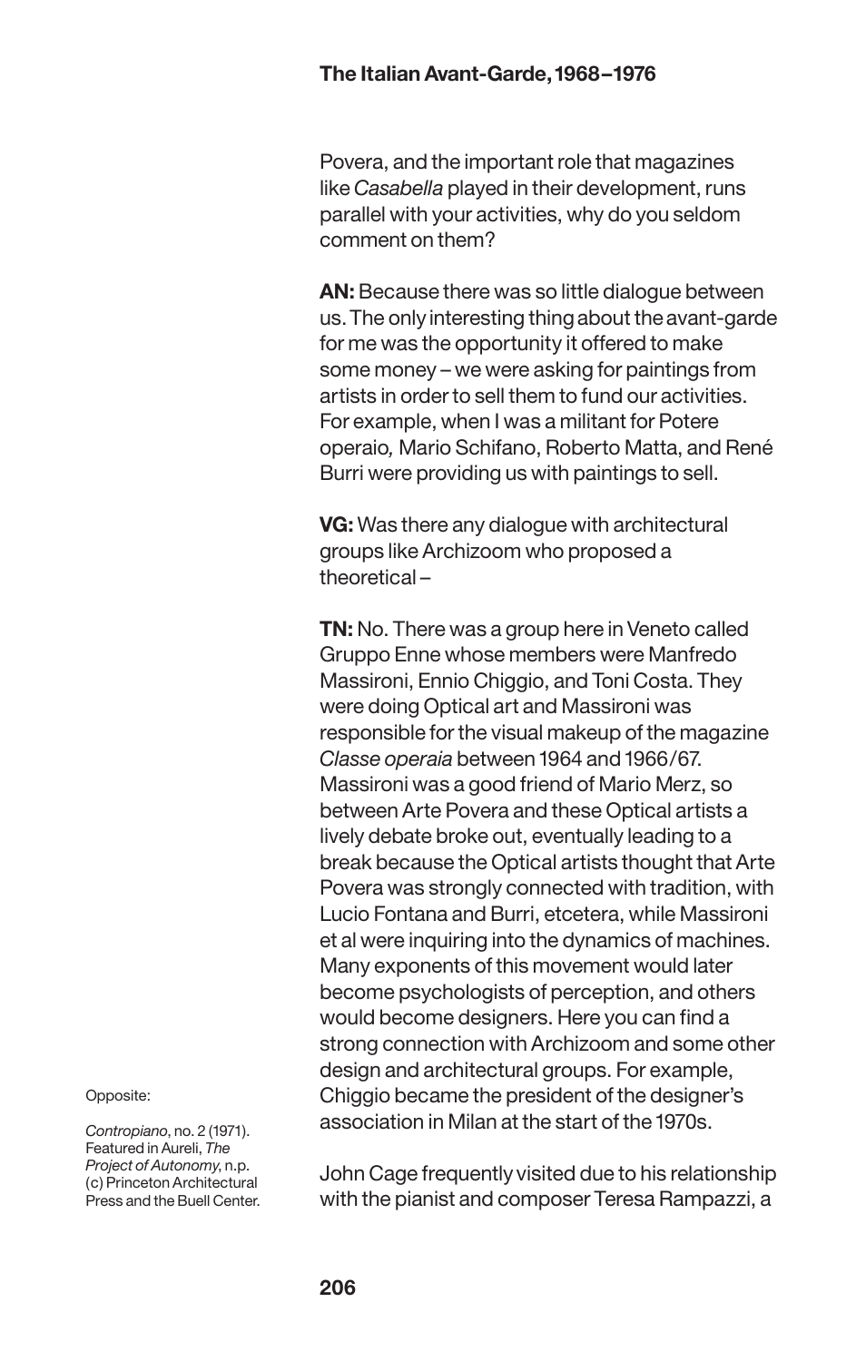Povera, and the important role that magazines like *Casabella* played in their development, runs parallel with your activities, why do you seldom comment on them?

**AN:** Because there was so little dialogue between us. The only interesting thing about the avant-garde for me was the opportunity it offered to make some money – we were asking for paintings from artists in order to sell them to fund our activities. For example, when I was a militant for Potere operaio, Mario Schifano, Roberto Matta, and René Burri were providing us with paintings to sell.

**VG:** Was there any dialogue with architectural groups like Archizoom who proposed a theoretical –

**TN:** No. There was a group here in Veneto called Gruppo Enne whose members were Manfredo Massironi, Ennio Chiggio, and Toni Costa. They were doing Optical art and Massironi was responsible for the visual makeup of the magazine *Classe operaia* between 1964 and 1966/67. Massironi was a good friend of Mario Merz, so between Arte Povera and these Optical artists a lively debate broke out, eventually leading to a break because the Optical artists thought that Arte Povera was strongly connected with tradition, with Lucio Fontana and Burri, etcetera, while Massironi et al were inquiring into the dynamics of machines. Many exponents of this movement would later become psychologists of perception, and others would become designers. Here you can find a strong connection with Archizoom and some other design and architectural groups. For example, Chiggio became the president of the designer's association in Milan at the start of the 1970s.

John Cage frequently visited due to his relationship with the pianist and composer Teresa Rampazzi, a

Opposite:

*Contropiano*, no. 2 (1971). Featured in Aureli, *The Project of Autonomy*, n.p. (c) Princeton Architectural Press and the Buell Center.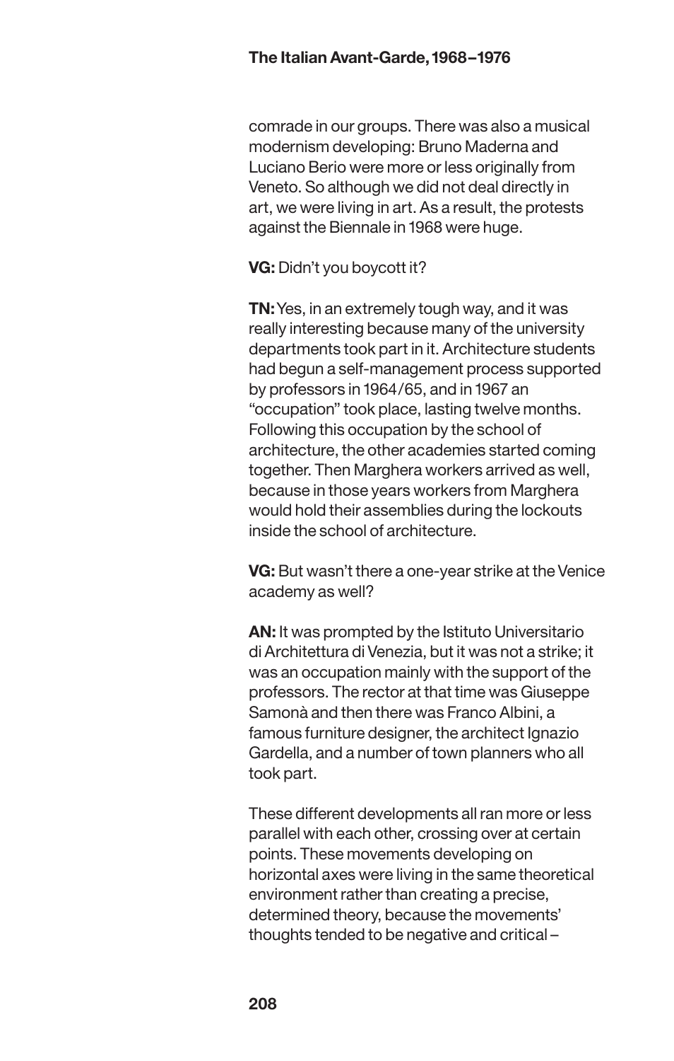comrade in our groups. There was also a musical modernism developing: Bruno Maderna and Luciano Berio were more or less originally from Veneto. So although we did not deal directly in art, we were living in art. As a result, the protests against the Biennale in 1968 were huge.

**VG:** Didn't you boycott it?

**TN:** Yes, in an extremely tough way, and it was really interesting because many of the university departments took part in it. Architecture students had begun a self-management process supported by professors in 1964/65, and in 1967 an "occupation" took place, lasting twelve months. Following this occupation by the school of architecture, the other academies started coming together. Then Marghera workers arrived as well, because in those years workers from Marghera would hold their assemblies during the lockouts inside the school of architecture.

**VG:** But wasn't there a one-year strike at the Venice academy as well?

**AN:** It was prompted by the Istituto Universitario di Architettura di Venezia, but it was not a strike; it was an occupation mainly with the support of the professors. The rector at that time was Giuseppe Samonà and then there was Franco Albini, a famous furniture designer, the architect Ignazio Gardella, and a number of town planners who all took part.

These different developments all ran more or less parallel with each other, crossing over at certain points. These movements developing on horizontal axes were living in the same theoretical environment rather than creating a precise, determined theory, because the movements' thoughts tended to be negative and critical –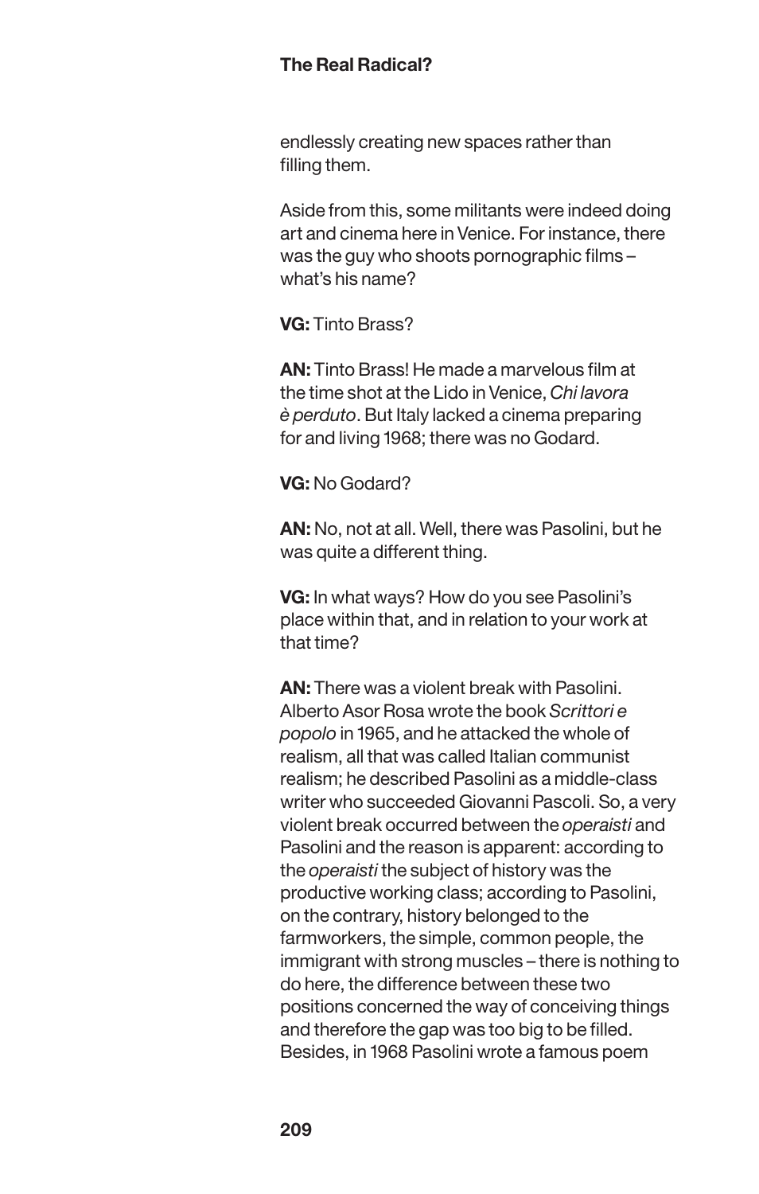endlessly creating new spaces rather than filling them.

Aside from this, some militants were indeed doing art and cinema here in Venice. For instance, there was the guy who shoots pornographic films – what's his name?

**VG:** Tinto Brass?

**AN:** Tinto Brass! He made a marvelous film at the time shot at the Lido in Venice, *Chi lavora è perduto*. But Italy lacked a cinema preparing for and living 1968; there was no Godard.

**VG:** No Godard?

**AN:** No, not at all. Well, there was Pasolini, but he was quite a different thing.

**VG:** In what ways? How do you see Pasolini's place within that, and in relation to your work at that time?

**AN:** There was a violent break with Pasolini. Alberto Asor Rosa wrote the book *Scrittori e popolo* in 1965, and he attacked the whole of realism, all that was called Italian communist realism; he described Pasolini as a middle-class writer who succeeded Giovanni Pascoli. So, a very violent break occurred between the *operaisti* and Pasolini and the reason is apparent: according to the *operaisti* the subject of history was the productive working class; according to Pasolini, on the contrary, history belonged to the farmworkers, the simple, common people, the immigrant with strong muscles – there is nothing to do here, the difference between these two positions concerned the way of conceiving things and therefore the gap was too big to be filled. Besides, in 1968 Pasolini wrote a famous poem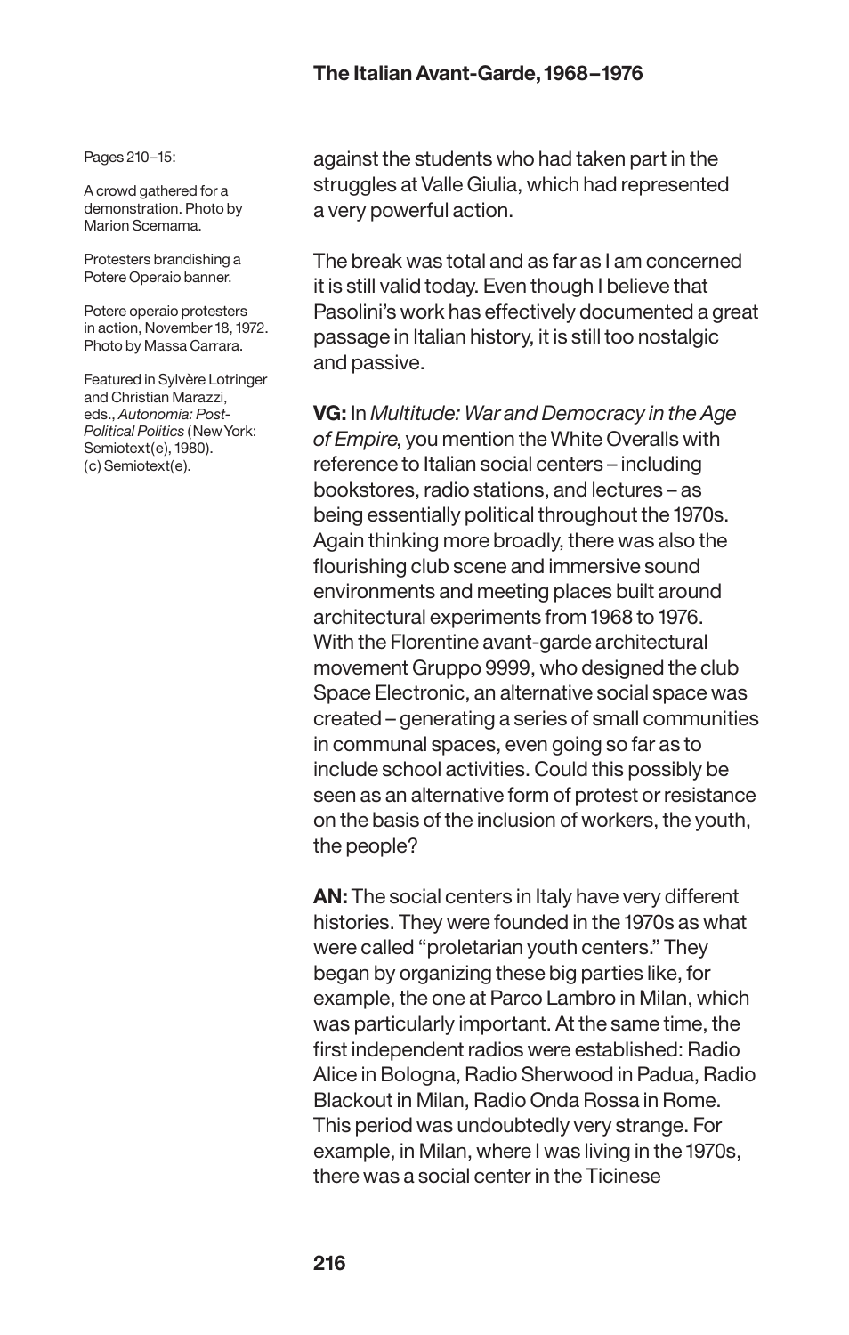Pages 210–15:

A crowd gathered for a demonstration. Photo by Marion Scemama.

Protesters brandishing a Potere Operaio banner.

Potere operaio protesters in action, November 18, 1972. Photo by Massa Carrara.

Featured in Sylvère Lotringer and Christian Marazzi, eds., *Autonomia: Post-Political Politics* (New York: Semiotext(e), 1980). (c) Semiotext(e).

against the students who had taken part in the struggles at Valle Giulia, which had represented a very powerful action.

The break was total and as far as I am concerned it is still valid today. Even though I believe that Pasolini's work has effectively documented a great passage in Italian history, it is still too nostalgic and passive.

**VG:** In *Multitude: War and Democracy in the Age of Empire*, you mention the White Overalls with reference to Italian social centers – including bookstores, radio stations, and lectures – as being essentially political throughout the 1970s. Again thinking more broadly, there was also the flourishing club scene and immersive sound environments and meeting places built around architectural experiments from 1968 to 1976. With the Florentine avant-garde architectural movement Gruppo 9999, who designed the club Space Electronic, an alternative social space was created – generating a series of small communities in communal spaces, even going so far as to include school activities. Could this possibly be seen as an alternative form of protest or resistance on the basis of the inclusion of workers, the youth, the people?

**AN:** The social centers in Italy have very different histories. They were founded in the 1970s as what were called "proletarian youth centers." They began by organizing these big parties like, for example, the one at Parco Lambro in Milan, which was particularly important. At the same time, the first independent radios were established: Radio Alice in Bologna, Radio Sherwood in Padua, Radio Blackout in Milan, Radio Onda Rossa in Rome. This period was undoubtedly very strange. For example, in Milan, where I was living in the 1970s, there was a social center in the Ticinese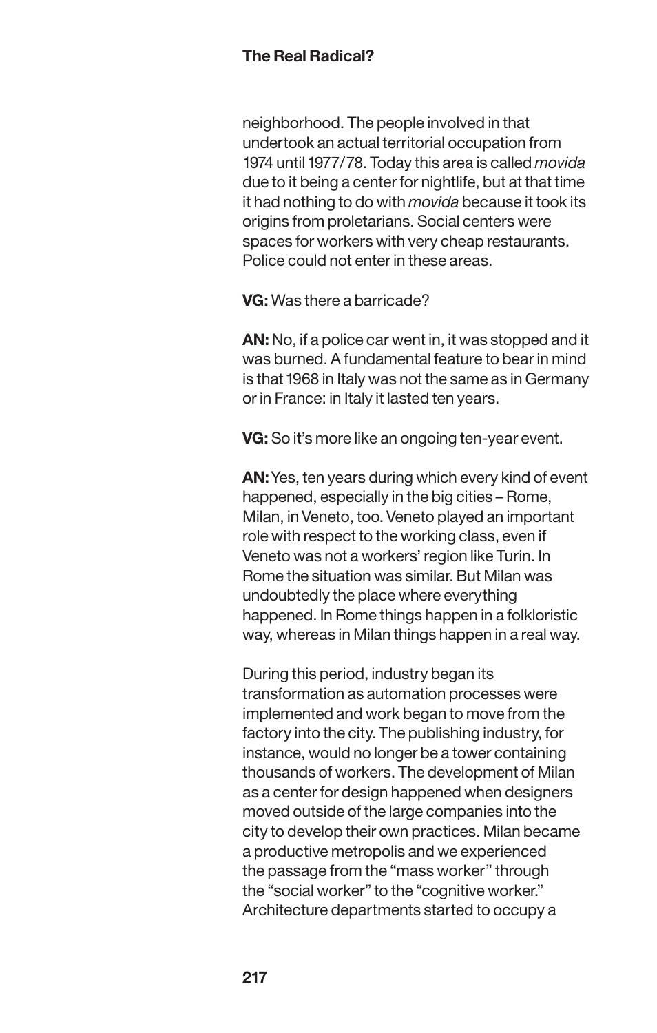neighborhood. The people involved in that undertook an actual territorial occupation from 1974 until 1977/78. Today this area is called *movida* due to it being a center for nightlife, but at that time it had nothing to do with *movida* because it took its origins from proletarians. Social centers were spaces for workers with very cheap restaurants. Police could not enter in these areas.

**VG:** Was there a barricade?

**AN:** No, if a police car went in, it was stopped and it was burned. A fundamental feature to bear in mind is that 1968 in Italy was not the same as in Germany or in France: in Italy it lasted ten years.

**VG:** So it's more like an ongoing ten-year event.

**AN:** Yes, ten years during which every kind of event happened, especially in the big cities – Rome, Milan, in Veneto, too. Veneto played an important role with respect to the working class, even if Veneto was not a workers' region like Turin. In Rome the situation was similar. But Milan was undoubtedly the place where everything happened. In Rome things happen in a folkloristic way, whereas in Milan things happen in a real way.

During this period, industry began its transformation as automation processes were implemented and work began to move from the factory into the city. The publishing industry, for instance, would no longer be a tower containing thousands of workers. The development of Milan as a center for design happened when designers moved outside of the large companies into the city to develop their own practices. Milan became a productive metropolis and we experienced the passage from the "mass worker" through the "social worker" to the "cognitive worker." Architecture departments started to occupy a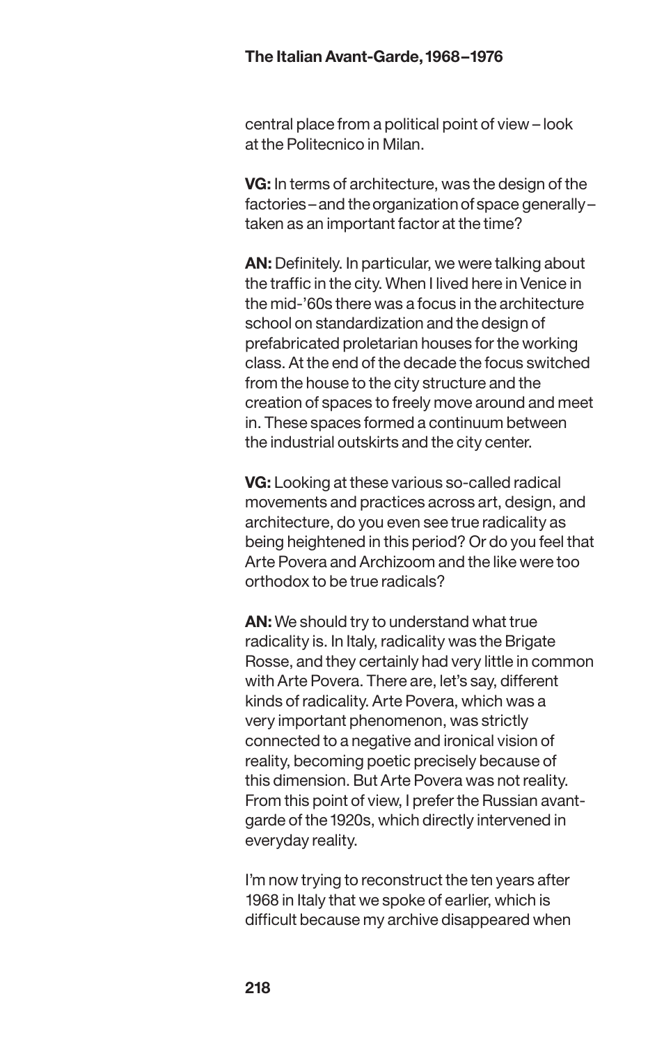central place from a political point of view – look at the Politecnico in Milan.

**VG:** In terms of architecture, was the design of the factories – and the organization of space generally – taken as an important factor at the time?

**AN:** Definitely. In particular, we were talking about the traffic in the city. When I lived here in Venice in the mid-'60s there was a focus in the architecture school on standardization and the design of prefabricated proletarian houses for the working class. At the end of the decade the focus switched from the house to the city structure and the creation of spaces to freely move around and meet in. These spaces formed a continuum between the industrial outskirts and the city center.

**VG:** Looking at these various so-called radical movements and practices across art, design, and architecture, do you even see true radicality as being heightened in this period? Or do you feel that Arte Povera and Archizoom and the like were too orthodox to be true radicals?

**AN:** We should try to understand what true radicality is. In Italy, radicality was the Brigate Rosse, and they certainly had very little in common with Arte Povera. There are, let's say, different kinds of radicality. Arte Povera, which was a very important phenomenon, was strictly connected to a negative and ironical vision of reality, becoming poetic precisely because of this dimension. But Arte Povera was not reality. From this point of view, I prefer the Russian avant-garde of the 1920s, which directly intervened in everyday reality.

I'm now trying to reconstruct the ten years after 1968 in Italy that we spoke of earlier, which is difficult because my archive disappeared when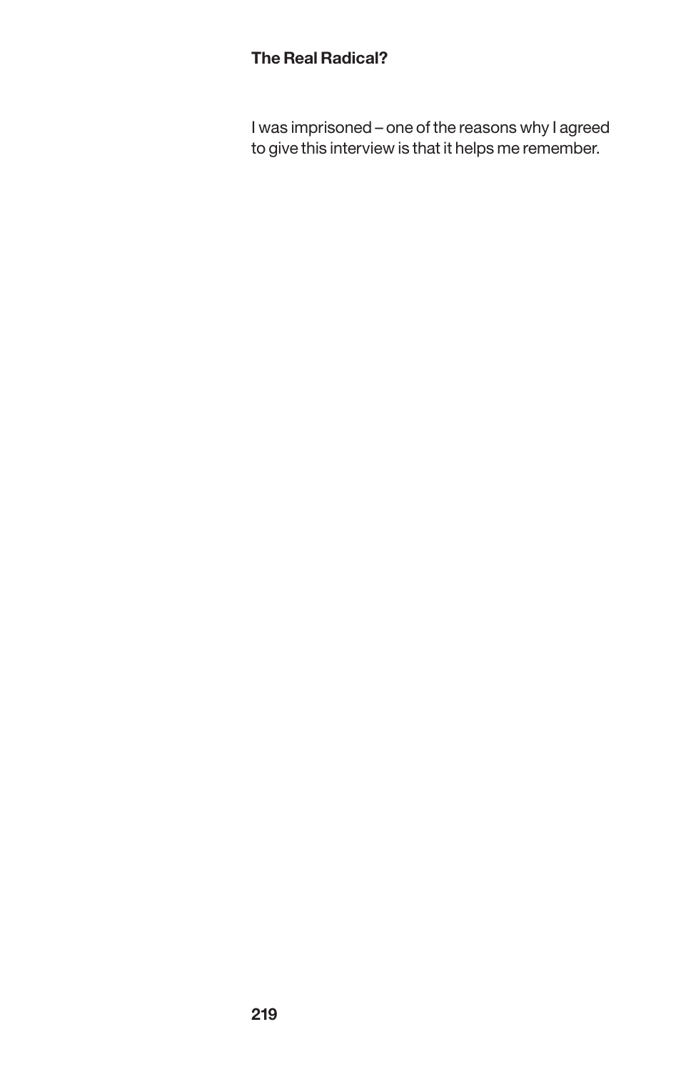I was imprisoned – one of the reasons why I agreed to give this interview is that it helps me remember.